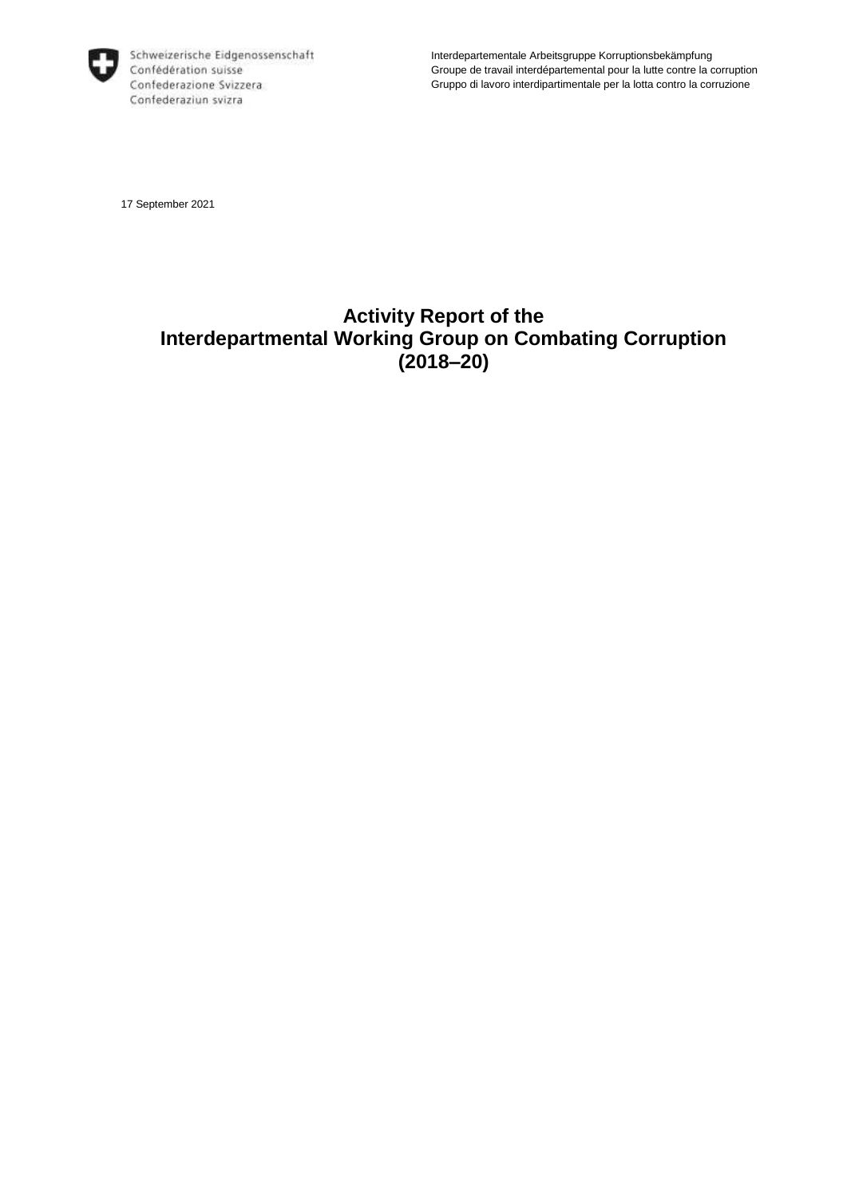Schweizerische Eidgenossenschaft
Confédération suisse
Confederazione Svizzera
Confederaziun svizra

Interdepartementale Arbeitsgruppe Korruptionsbekämpfung
Groupe de travail interdépartemental pour la lutte contre la corruption
Gruppo di lavoro interdipartimentale per la lotta contro la corruzione

17 September 2021

# Activity Report of the Interdepartmental Working Group on Combating Corruption (2018–20)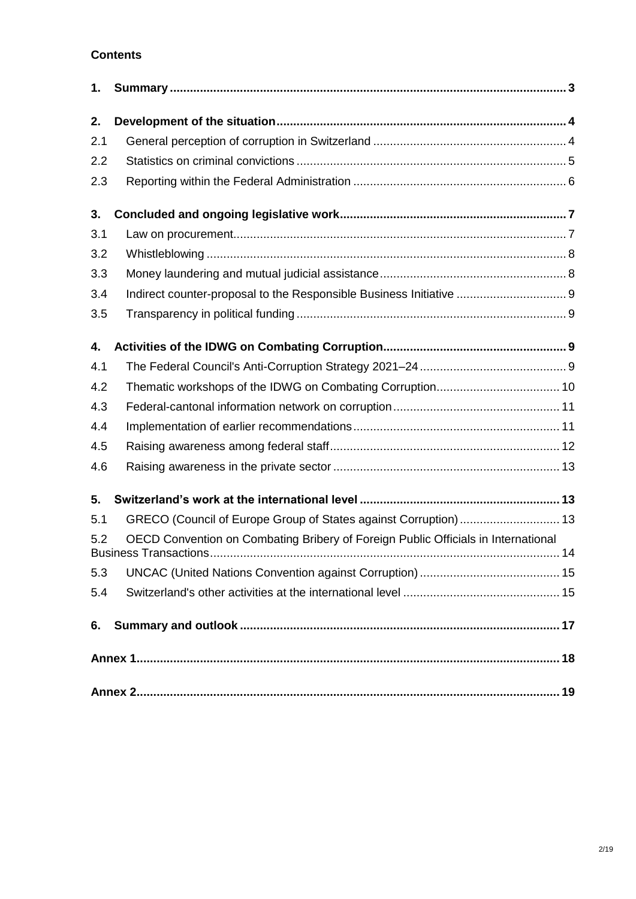**Contents**

1. **Summary** ... 3

2. **Development of the situation** ... 4
   - 2.1 General perception of corruption in Switzerland ... 4
   - 2.2 Statistics on criminal convictions ... 5
   - 2.3 Reporting within the Federal Administration ... 6

3. **Concluded and ongoing legislative work** ... 7
   - 3.1 Law on procurement ... 7
   - 3.2 Whistleblowing ... 8
   - 3.3 Money laundering and mutual judicial assistance ... 8
   - 3.4 Indirect counter-proposal to the Responsible Business Initiative ... 9
   - 3.5 Transparency in political funding ... 9

4. **Activities of the IDWG on Combating Corruption** ... 9
   - 4.1 The Federal Council's Anti-Corruption Strategy 2021–24 ... 9
   - 4.2 Thematic workshops of the IDWG on Combating Corruption ... 10
   - 4.3 Federal-cantonal information network on corruption ... 11
   - 4.4 Implementation of earlier recommendations ... 11
   - 4.5 Raising awareness among federal staff ... 12
   - 4.6 Raising awareness in the private sector ... 13

5. **Switzerland's work at the international level** ... 13
   - 5.1 GRECO (Council of Europe Group of States against Corruption) ... 13
   - 5.2 OECD Convention on Combating Bribery of Foreign Public Officials in International Business Transactions ... 14
   - 5.3 UNCAC (United Nations Convention against Corruption) ... 15
   - 5.4 Switzerland's other activities at the international level ... 15

6. **Summary and outlook** ... 17

**Annex 1** ... 18

**Annex 2** ... 19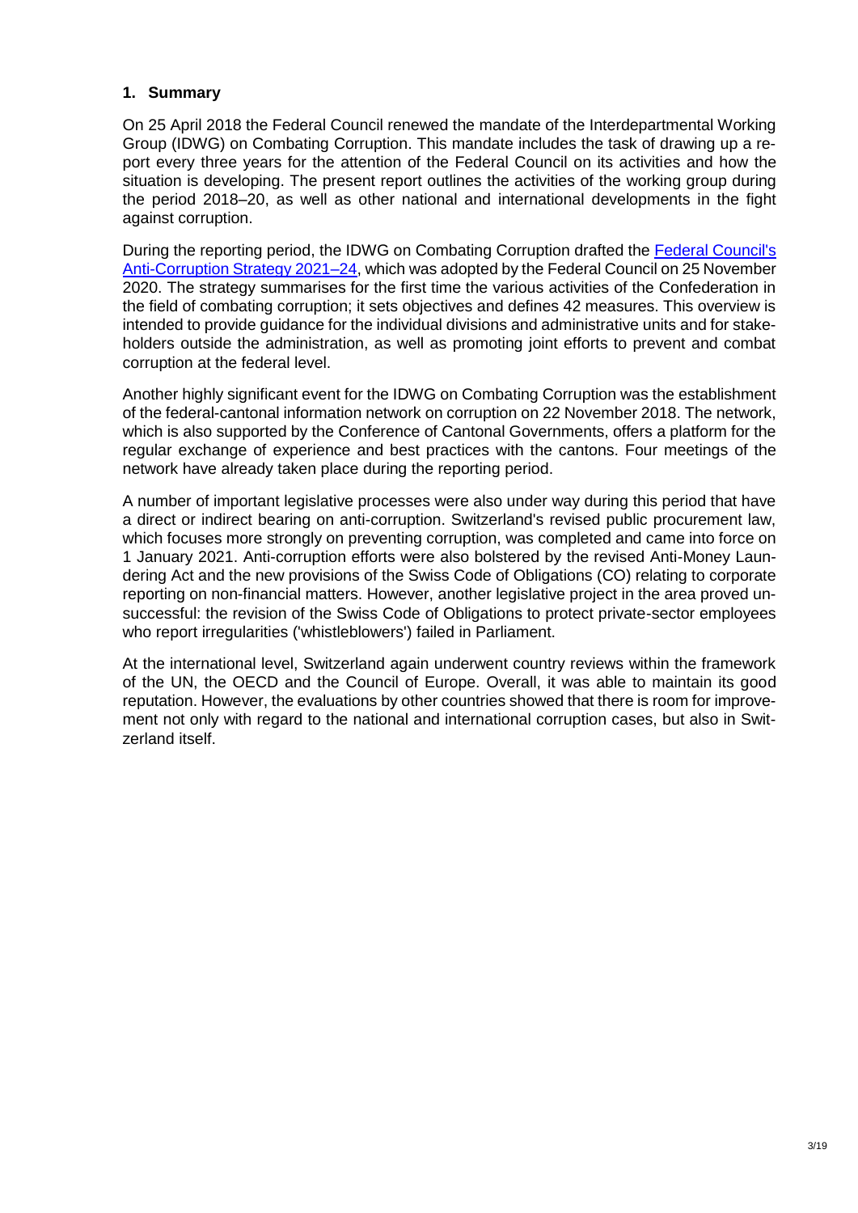## 1. Summary

On 25 April 2018 the Federal Council renewed the mandate of the Interdepartmental Working Group (IDWG) on Combating Corruption. This mandate includes the task of drawing up a report every three years for the attention of the Federal Council on its activities and how the situation is developing. The present report outlines the activities of the working group during the period 2018–20, as well as other national and international developments in the fight against corruption.

During the reporting period, the IDWG on Combating Corruption drafted the Federal Council's Anti-Corruption Strategy 2021–24, which was adopted by the Federal Council on 25 November 2020. The strategy summarises for the first time the various activities of the Confederation in the field of combating corruption; it sets objectives and defines 42 measures. This overview is intended to provide guidance for the individual divisions and administrative units and for stakeholders outside the administration, as well as promoting joint efforts to prevent and combat corruption at the federal level.

Another highly significant event for the IDWG on Combating Corruption was the establishment of the federal-cantonal information network on corruption on 22 November 2018. The network, which is also supported by the Conference of Cantonal Governments, offers a platform for the regular exchange of experience and best practices with the cantons. Four meetings of the network have already taken place during the reporting period.

A number of important legislative processes were also under way during this period that have a direct or indirect bearing on anti-corruption. Switzerland's revised public procurement law, which focuses more strongly on preventing corruption, was completed and came into force on 1 January 2021. Anti-corruption efforts were also bolstered by the revised Anti-Money Laundering Act and the new provisions of the Swiss Code of Obligations (CO) relating to corporate reporting on non-financial matters. However, another legislative project in the area proved unsuccessful: the revision of the Swiss Code of Obligations to protect private-sector employees who report irregularities ('whistleblowers') failed in Parliament.

At the international level, Switzerland again underwent country reviews within the framework of the UN, the OECD and the Council of Europe. Overall, it was able to maintain its good reputation. However, the evaluations by other countries showed that there is room for improvement not only with regard to the national and international corruption cases, but also in Switzerland itself.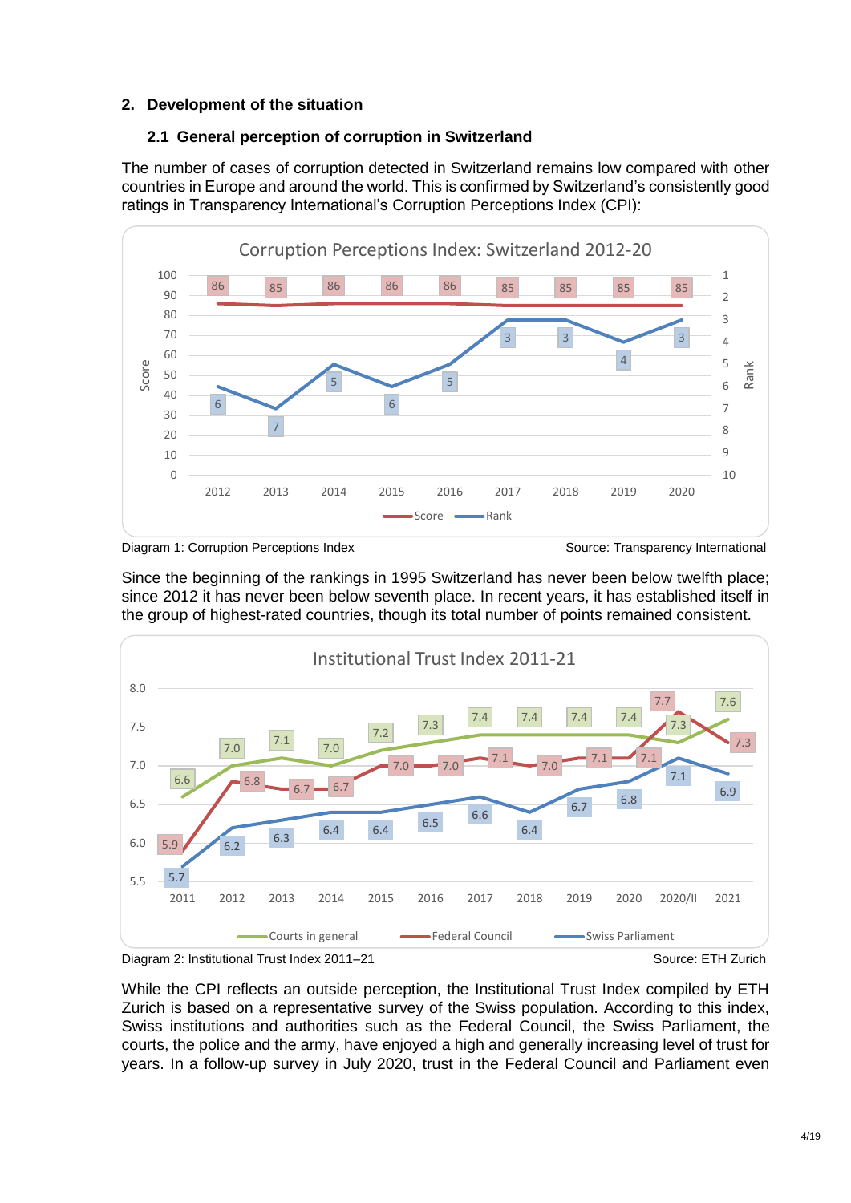## 2. Development of the situation

### 2.1 General perception of corruption in Switzerland

The number of cases of corruption detected in Switzerland remains low compared with other countries in Europe and around the world. This is confirmed by Switzerland's consistently good ratings in Transparency International's Corruption Perceptions Index (CPI):

**Corruption Perceptions Index: Switzerland 2012-20**

| | 2012 | 2013 | 2014 | 2015 | 2016 | 2017 | 2018 | 2019 | 2020 |
|---|---|---|---|---|---|---|---|---|---|
| Score | 86 | 85 | 86 | 86 | 86 | 85 | 85 | 85 | 85 |
| Rank | 6 | 7 | 5 | 6 | 5 | 3 | 3 | 4 | 3 |

Diagram 1: Corruption Perceptions Index — Source: Transparency International

Since the beginning of the rankings in 1995 Switzerland has never been below twelfth place; since 2012 it has never been below seventh place. In recent years, it has established itself in the group of highest-rated countries, though its total number of points remained consistent.

**Institutional Trust Index 2011-21**

| | 2011 | 2012 | 2013 | 2014 | 2015 | 2016 | 2017 | 2018 | 2019 | 2020 | 2020/II | 2021 |
|---|---|---|---|---|---|---|---|---|---|---|---|---|
| Courts in general | 6.6 | 7.0 | 7.1 | 7.0 | 7.2 | 7.3 | 7.4 | 7.4 | 7.4 | 7.4 | 7.3 | 7.6 |
| Federal Council | 5.9 | 6.8 | 6.7 | 6.7 | 7.0 | 7.0 | 7.1 | 7.0 | 7.1 | 7.1 | 7.7 | 7.3 |
| Swiss Parliament | 5.7 | 6.2 | 6.3 | 6.4 | 6.4 | 6.5 | 6.6 | 6.4 | 6.7 | 6.8 | 7.1 | 6.9 |

Diagram 2: Institutional Trust Index 2011–21 — Source: ETH Zurich

While the CPI reflects an outside perception, the Institutional Trust Index compiled by ETH Zurich is based on a representative survey of the Swiss population. According to this index, Swiss institutions and authorities such as the Federal Council, the Swiss Parliament, the courts, the police and the army, have enjoyed a high and generally increasing level of trust for years. In a follow-up survey in July 2020, trust in the Federal Council and Parliament even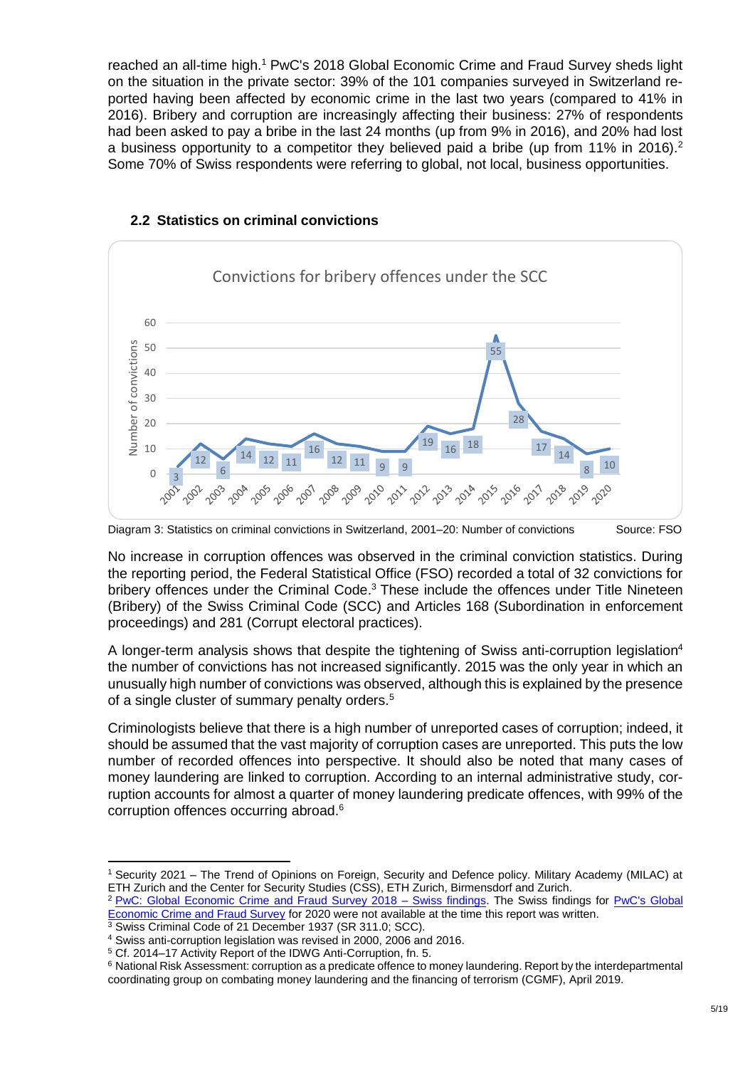reached an all-time high.[1] PwC's 2018 Global Economic Crime and Fraud Survey sheds light on the situation in the private sector: 39% of the 101 companies surveyed in Switzerland reported having been affected by economic crime in the last two years (compared to 41% in 2016). Bribery and corruption are increasingly affecting their business: 27% of respondents had been asked to pay a bribe in the last 24 months (up from 9% in 2016), and 20% had lost a business opportunity to a competitor they believed paid a bribe (up from 11% in 2016).[2] Some 70% of Swiss respondents were referring to global, not local, business opportunities.

### 2.2 Statistics on criminal convictions

**Convictions for bribery offences under the SCC**

| Year | Number of convictions |
|---|---|
| 2001 | 3 |
| 2002 | 12 |
| 2003 | 6 |
| 2004 | 14 |
| 2005 | 12 |
| 2006 | 11 |
| 2007 | 16 |
| 2008 | 12 |
| 2009 | 11 |
| 2010 | 9 |
| 2011 | 9 |
| 2012 | 19 |
| 2013 | 16 |
| 2014 | 18 |
| 2015 | 55 |
| 2016 | 28 |
| 2017 | 17 |
| 2018 | 14 |
| 2019 | 8 |
| 2020 | 10 |

Diagram 3: Statistics on criminal convictions in Switzerland, 2001–20: Number of convictions Source: FSO

No increase in corruption offences was observed in the criminal conviction statistics. During the reporting period, the Federal Statistical Office (FSO) recorded a total of 32 convictions for bribery offences under the Criminal Code.[3] These include the offences under Title Nineteen (Bribery) of the Swiss Criminal Code (SCC) and Articles 168 (Subordination in enforcement proceedings) and 281 (Corrupt electoral practices).

A longer-term analysis shows that despite the tightening of Swiss anti-corruption legislation[4] the number of convictions has not increased significantly. 2015 was the only year in which an unusually high number of convictions was observed, although this is explained by the presence of a single cluster of summary penalty orders.[5]

Criminologists believe that there is a high number of unreported cases of corruption; indeed, it should be assumed that the vast majority of corruption cases are unreported. This puts the low number of recorded offences into perspective. It should also be noted that many cases of money laundering are linked to corruption. According to an internal administrative study, corruption accounts for almost a quarter of money laundering predicate offences, with 99% of the corruption offences occurring abroad.[6]

---

[1] Security 2021 – The Trend of Opinions on Foreign, Security and Defence policy. Military Academy (MILAC) at ETH Zurich and the Center for Security Studies (CSS), ETH Zurich, Birmensdorf and Zurich.

[2] PwC: Global Economic Crime and Fraud Survey 2018 – Swiss findings. The Swiss findings for PwC's Global Economic Crime and Fraud Survey for 2020 were not available at the time this report was written.

[3] Swiss Criminal Code of 21 December 1937 (SR 311.0; SCC).

[4] Swiss anti-corruption legislation was revised in 2000, 2006 and 2016.

[5] Cf. 2014–17 Activity Report of the IDWG Anti-Corruption, fn. 5.

[6] National Risk Assessment: corruption as a predicate offence to money laundering. Report by the interdepartmental coordinating group on combating money laundering and the financing of terrorism (CGMF), April 2019.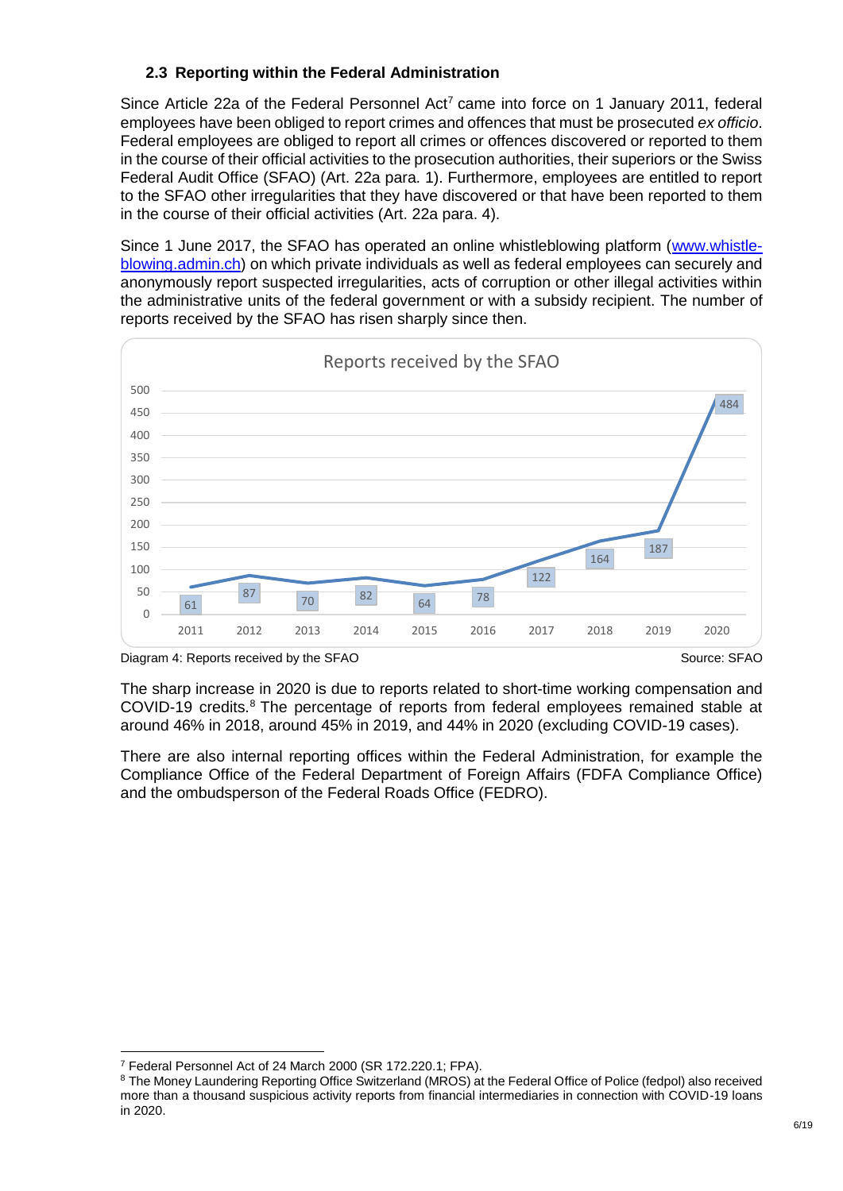### 2.3 Reporting within the Federal Administration

Since Article 22a of the Federal Personnel Act[7] came into force on 1 January 2011, federal employees have been obliged to report crimes and offences that must be prosecuted *ex officio*. Federal employees are obliged to report all crimes or offences discovered or reported to them in the course of their official activities to the prosecution authorities, their superiors or the Swiss Federal Audit Office (SFAO) (Art. 22a para. 1). Furthermore, employees are entitled to report to the SFAO other irregularities that they have discovered or that have been reported to them in the course of their official activities (Art. 22a para. 4).

Since 1 June 2017, the SFAO has operated an online whistleblowing platform ([www.whistle-blowing.admin.ch](www.whistle-blowing.admin.ch)) on which private individuals as well as federal employees can securely and anonymously report suspected irregularities, acts of corruption or other illegal activities within the administrative units of the federal government or with a subsidy recipient. The number of reports received by the SFAO has risen sharply since then.

**Reports received by the SFAO**

| Year | 2011 | 2012 | 2013 | 2014 | 2015 | 2016 | 2017 | 2018 | 2019 | 2020 |
|---|---|---|---|---|---|---|---|---|---|---|
| Reports | 61 | 87 | 70 | 82 | 64 | 78 | 122 | 164 | 187 | 484 |

Diagram 4: Reports received by the SFAO — Source: SFAO

The sharp increase in 2020 is due to reports related to short-time working compensation and COVID-19 credits.[8] The percentage of reports from federal employees remained stable at around 46% in 2018, around 45% in 2019, and 44% in 2020 (excluding COVID-19 cases).

There are also internal reporting offices within the Federal Administration, for example the Compliance Office of the Federal Department of Foreign Affairs (FDFA Compliance Office) and the ombudsperson of the Federal Roads Office (FEDRO).

---

[7] Federal Personnel Act of 24 March 2000 (SR 172.220.1; FPA).

[8] The Money Laundering Reporting Office Switzerland (MROS) at the Federal Office of Police (fedpol) also received more than a thousand suspicious activity reports from financial intermediaries in connection with COVID-19 loans in 2020.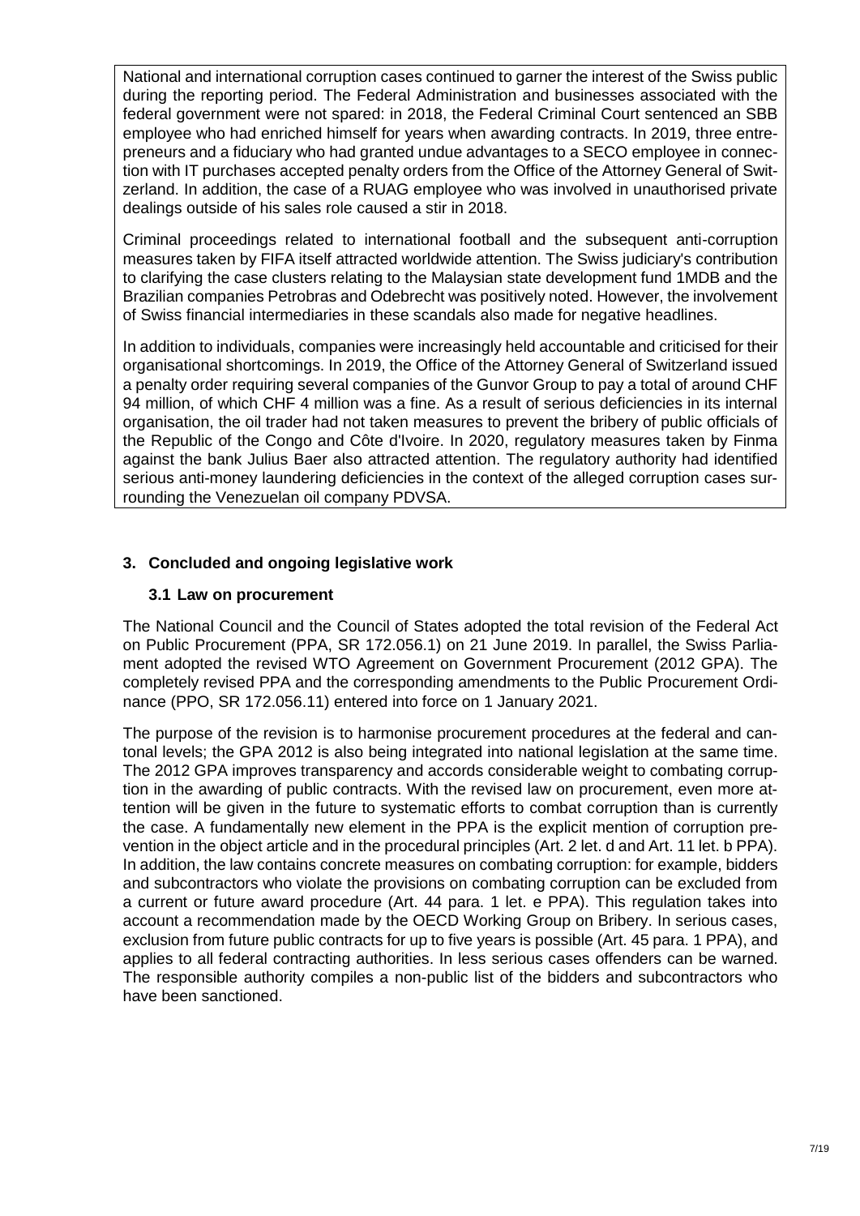National and international corruption cases continued to garner the interest of the Swiss public during the reporting period. The Federal Administration and businesses associated with the federal government were not spared: in 2018, the Federal Criminal Court sentenced an SBB employee who had enriched himself for years when awarding contracts. In 2019, three entrepreneurs and a fiduciary who had granted undue advantages to a SECO employee in connection with IT purchases accepted penalty orders from the Office of the Attorney General of Switzerland. In addition, the case of a RUAG employee who was involved in unauthorised private dealings outside of his sales role caused a stir in 2018.

Criminal proceedings related to international football and the subsequent anti-corruption measures taken by FIFA itself attracted worldwide attention. The Swiss judiciary's contribution to clarifying the case clusters relating to the Malaysian state development fund 1MDB and the Brazilian companies Petrobras and Odebrecht was positively noted. However, the involvement of Swiss financial intermediaries in these scandals also made for negative headlines.

In addition to individuals, companies were increasingly held accountable and criticised for their organisational shortcomings. In 2019, the Office of the Attorney General of Switzerland issued a penalty order requiring several companies of the Gunvor Group to pay a total of around CHF 94 million, of which CHF 4 million was a fine. As a result of serious deficiencies in its internal organisation, the oil trader had not taken measures to prevent the bribery of public officials of the Republic of the Congo and Côte d'Ivoire. In 2020, regulatory measures taken by Finma against the bank Julius Baer also attracted attention. The regulatory authority had identified serious anti-money laundering deficiencies in the context of the alleged corruption cases surrounding the Venezuelan oil company PDVSA.

## 3. Concluded and ongoing legislative work

### 3.1 Law on procurement

The National Council and the Council of States adopted the total revision of the Federal Act on Public Procurement (PPA, SR 172.056.1) on 21 June 2019. In parallel, the Swiss Parliament adopted the revised WTO Agreement on Government Procurement (2012 GPA). The completely revised PPA and the corresponding amendments to the Public Procurement Ordinance (PPO, SR 172.056.11) entered into force on 1 January 2021.

The purpose of the revision is to harmonise procurement procedures at the federal and cantonal levels; the GPA 2012 is also being integrated into national legislation at the same time. The 2012 GPA improves transparency and accords considerable weight to combating corruption in the awarding of public contracts. With the revised law on procurement, even more attention will be given in the future to systematic efforts to combat corruption than is currently the case. A fundamentally new element in the PPA is the explicit mention of corruption prevention in the object article and in the procedural principles (Art. 2 let. d and Art. 11 let. b PPA). In addition, the law contains concrete measures on combating corruption: for example, bidders and subcontractors who violate the provisions on combating corruption can be excluded from a current or future award procedure (Art. 44 para. 1 let. e PPA). This regulation takes into account a recommendation made by the OECD Working Group on Bribery. In serious cases, exclusion from future public contracts for up to five years is possible (Art. 45 para. 1 PPA), and applies to all federal contracting authorities. In less serious cases offenders can be warned. The responsible authority compiles a non-public list of the bidders and subcontractors who have been sanctioned.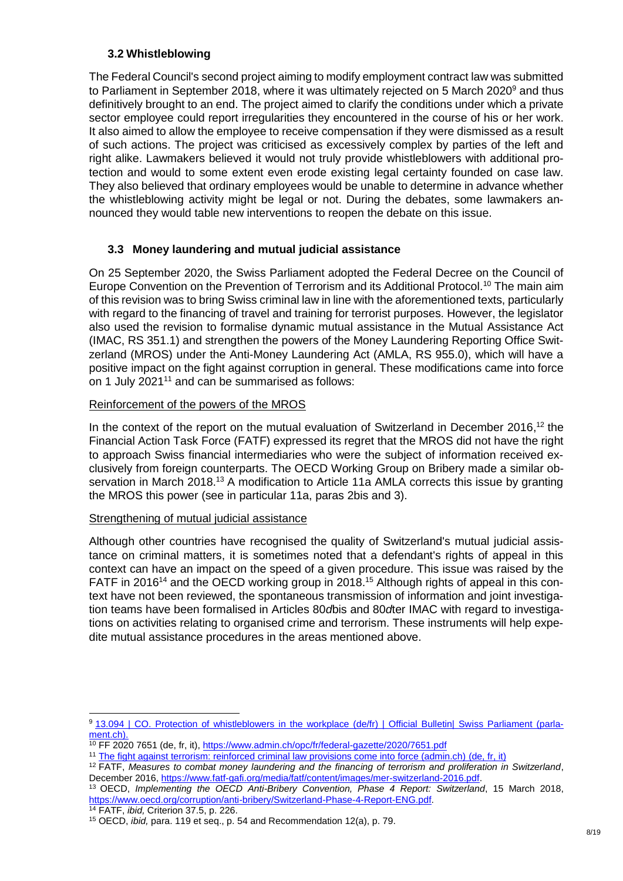### 3.2 Whistleblowing

The Federal Council's second project aiming to modify employment contract law was submitted to Parliament in September 2018, where it was ultimately rejected on 5 March 2020[9] and thus definitively brought to an end. The project aimed to clarify the conditions under which a private sector employee could report irregularities they encountered in the course of his or her work. It also aimed to allow the employee to receive compensation if they were dismissed as a result of such actions. The project was criticised as excessively complex by parties of the left and right alike. Lawmakers believed it would not truly provide whistleblowers with additional protection and would to some extent even erode existing legal certainty founded on case law. They also believed that ordinary employees would be unable to determine in advance whether the whistleblowing activity might be legal or not. During the debates, some lawmakers announced they would table new interventions to reopen the debate on this issue.

### 3.3 Money laundering and mutual judicial assistance

On 25 September 2020, the Swiss Parliament adopted the Federal Decree on the Council of Europe Convention on the Prevention of Terrorism and its Additional Protocol.[10] The main aim of this revision was to bring Swiss criminal law in line with the aforementioned texts, particularly with regard to the financing of travel and training for terrorist purposes. However, the legislator also used the revision to formalise dynamic mutual assistance in the Mutual Assistance Act (IMAC, RS 351.1) and strengthen the powers of the Money Laundering Reporting Office Switzerland (MROS) under the Anti-Money Laundering Act (AMLA, RS 955.0), which will have a positive impact on the fight against corruption in general. These modifications came into force on 1 July 2021[11] and can be summarised as follows:

Reinforcement of the powers of the MROS

In the context of the report on the mutual evaluation of Switzerland in December 2016,[12] the Financial Action Task Force (FATF) expressed its regret that the MROS did not have the right to approach Swiss financial intermediaries who were the subject of information received exclusively from foreign counterparts. The OECD Working Group on Bribery made a similar observation in March 2018.[13] A modification to Article 11a AMLA corrects this issue by granting the MROS this power (see in particular 11a, paras 2bis and 3).

Strengthening of mutual judicial assistance

Although other countries have recognised the quality of Switzerland's mutual judicial assistance on criminal matters, it is sometimes noted that a defendant's rights of appeal in this context can have an impact on the speed of a given procedure. This issue was raised by the FATF in 2016[14] and the OECD working group in 2018.[15] Although rights of appeal in this context have not been reviewed, the spontaneous transmission of information and joint investigation teams have been formalised in Articles 80*d*bis and 80*d*ter IMAC with regard to investigations on activities relating to organised crime and terrorism. These instruments will help expedite mutual assistance procedures in the areas mentioned above.

---

[9] 13.094 | CO. Protection of whistleblowers in the workplace (de/fr) | Official Bulletin| Swiss Parliament (parlament.ch).

[10] FF 2020 7651 (de, fr, it), https://www.admin.ch/opc/fr/federal-gazette/2020/7651.pdf

[11] The fight against terrorism: reinforced criminal law provisions come into force (admin.ch) (de, fr, it)

[12] FATF, *Measures to combat money laundering and the financing of terrorism and proliferation in Switzerland*, December 2016, https://www.fatf-gafi.org/media/fatf/content/images/mer-switzerland-2016.pdf.

[13] OECD, *Implementing the OECD Anti-Bribery Convention, Phase 4 Report: Switzerland*, 15 March 2018, https://www.oecd.org/corruption/anti-bribery/Switzerland-Phase-4-Report-ENG.pdf.

[14] FATF, *ibid,* Criterion 37.5, p. 226.

[15] OECD, *ibid,* para. 119 et seq., p. 54 and Recommendation 12(a), p. 79.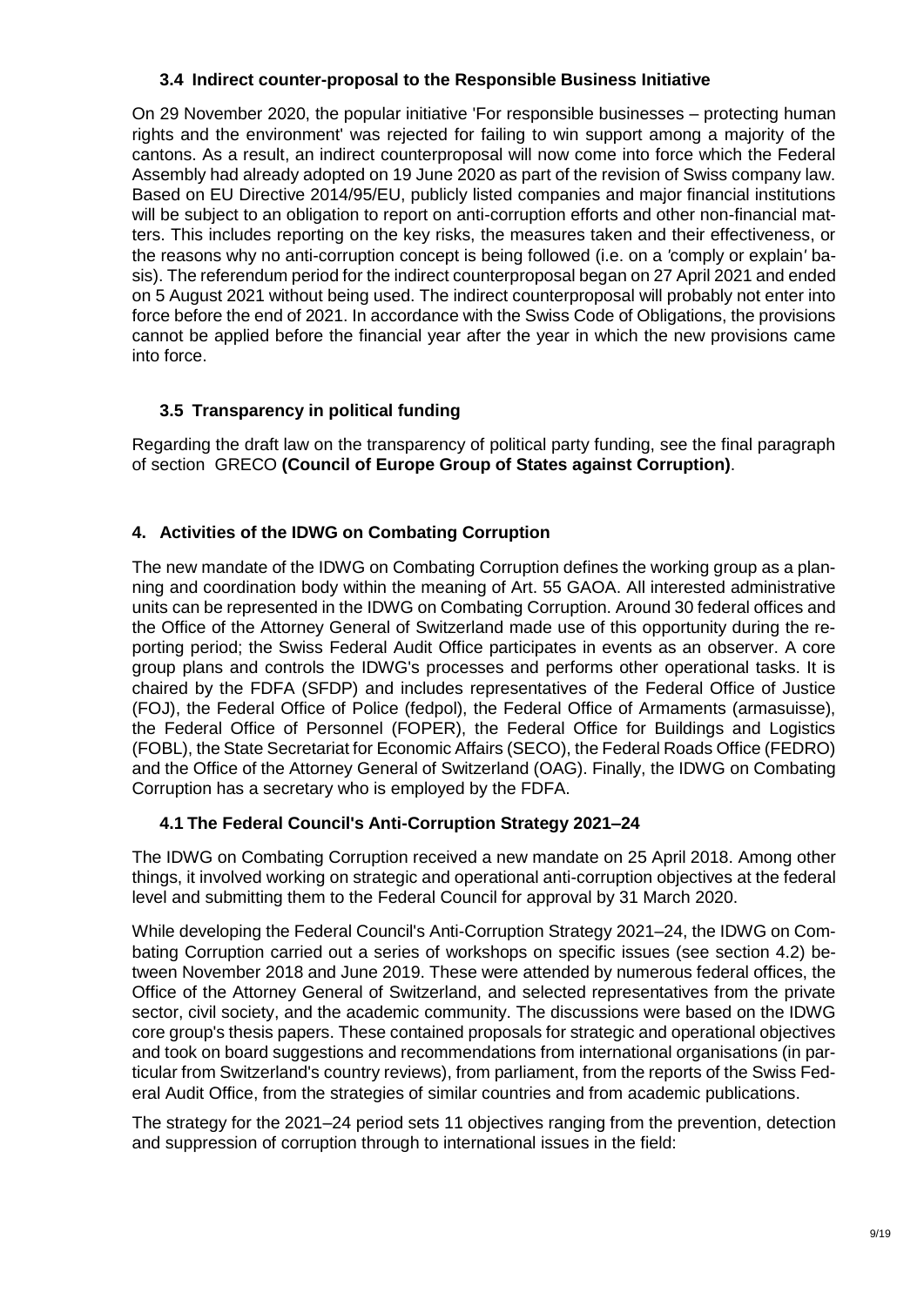### 3.4 Indirect counter-proposal to the Responsible Business Initiative

On 29 November 2020, the popular initiative 'For responsible businesses – protecting human rights and the environment' was rejected for failing to win support among a majority of the cantons. As a result, an indirect counterproposal will now come into force which the Federal Assembly had already adopted on 19 June 2020 as part of the revision of Swiss company law. Based on EU Directive 2014/95/EU, publicly listed companies and major financial institutions will be subject to an obligation to report on anti-corruption efforts and other non-financial matters. This includes reporting on the key risks, the measures taken and their effectiveness, or the reasons why no anti-corruption concept is being followed (i.e. on a 'comply or explain' basis). The referendum period for the indirect counterproposal began on 27 April 2021 and ended on 5 August 2021 without being used. The indirect counterproposal will probably not enter into force before the end of 2021. In accordance with the Swiss Code of Obligations, the provisions cannot be applied before the financial year after the year in which the new provisions came into force.

### 3.5 Transparency in political funding

Regarding the draft law on the transparency of political party funding, see the final paragraph of section GRECO **(Council of Europe Group of States against Corruption)**.

## 4. Activities of the IDWG on Combating Corruption

The new mandate of the IDWG on Combating Corruption defines the working group as a planning and coordination body within the meaning of Art. 55 GAOA. All interested administrative units can be represented in the IDWG on Combating Corruption. Around 30 federal offices and the Office of the Attorney General of Switzerland made use of this opportunity during the reporting period; the Swiss Federal Audit Office participates in events as an observer. A core group plans and controls the IDWG's processes and performs other operational tasks. It is chaired by the FDFA (SFDP) and includes representatives of the Federal Office of Justice (FOJ), the Federal Office of Police (fedpol), the Federal Office of Armaments (armasuisse), the Federal Office of Personnel (FOPER), the Federal Office for Buildings and Logistics (FOBL), the State Secretariat for Economic Affairs (SECO), the Federal Roads Office (FEDRO) and the Office of the Attorney General of Switzerland (OAG). Finally, the IDWG on Combating Corruption has a secretary who is employed by the FDFA.

### 4.1 The Federal Council's Anti-Corruption Strategy 2021–24

The IDWG on Combating Corruption received a new mandate on 25 April 2018. Among other things, it involved working on strategic and operational anti-corruption objectives at the federal level and submitting them to the Federal Council for approval by 31 March 2020.

While developing the Federal Council's Anti-Corruption Strategy 2021–24, the IDWG on Combating Corruption carried out a series of workshops on specific issues (see section 4.2) between November 2018 and June 2019. These were attended by numerous federal offices, the Office of the Attorney General of Switzerland, and selected representatives from the private sector, civil society, and the academic community. The discussions were based on the IDWG core group's thesis papers. These contained proposals for strategic and operational objectives and took on board suggestions and recommendations from international organisations (in particular from Switzerland's country reviews), from parliament, from the reports of the Swiss Federal Audit Office, from the strategies of similar countries and from academic publications.

The strategy for the 2021–24 period sets 11 objectives ranging from the prevention, detection and suppression of corruption through to international issues in the field: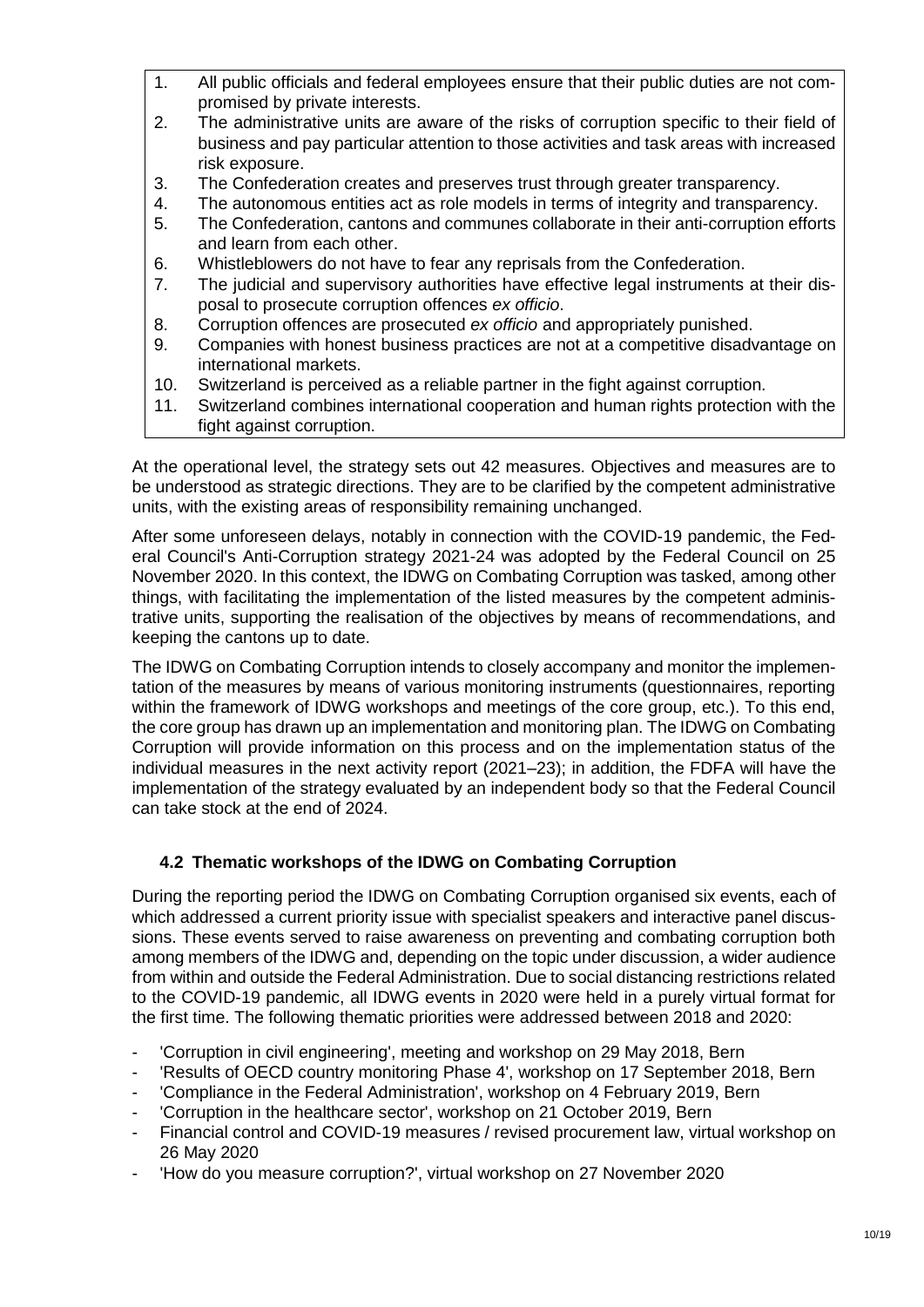1. All public officials and federal employees ensure that their public duties are not compromised by private interests.
2. The administrative units are aware of the risks of corruption specific to their field of business and pay particular attention to those activities and task areas with increased risk exposure.
3. The Confederation creates and preserves trust through greater transparency.
4. The autonomous entities act as role models in terms of integrity and transparency.
5. The Confederation, cantons and communes collaborate in their anti-corruption efforts and learn from each other.
6. Whistleblowers do not have to fear any reprisals from the Confederation.
7. The judicial and supervisory authorities have effective legal instruments at their disposal to prosecute corruption offences *ex officio*.
8. Corruption offences are prosecuted *ex officio* and appropriately punished.
9. Companies with honest business practices are not at a competitive disadvantage on international markets.
10. Switzerland is perceived as a reliable partner in the fight against corruption.
11. Switzerland combines international cooperation and human rights protection with the fight against corruption.

At the operational level, the strategy sets out 42 measures. Objectives and measures are to be understood as strategic directions. They are to be clarified by the competent administrative units, with the existing areas of responsibility remaining unchanged.

After some unforeseen delays, notably in connection with the COVID-19 pandemic, the Federal Council's Anti-Corruption strategy 2021-24 was adopted by the Federal Council on 25 November 2020. In this context, the IDWG on Combating Corruption was tasked, among other things, with facilitating the implementation of the listed measures by the competent administrative units, supporting the realisation of the objectives by means of recommendations, and keeping the cantons up to date.

The IDWG on Combating Corruption intends to closely accompany and monitor the implementation of the measures by means of various monitoring instruments (questionnaires, reporting within the framework of IDWG workshops and meetings of the core group, etc.). To this end, the core group has drawn up an implementation and monitoring plan. The IDWG on Combating Corruption will provide information on this process and on the implementation status of the individual measures in the next activity report (2021–23); in addition, the FDFA will have the implementation of the strategy evaluated by an independent body so that the Federal Council can take stock at the end of 2024.

## 4.2 Thematic workshops of the IDWG on Combating Corruption

During the reporting period the IDWG on Combating Corruption organised six events, each of which addressed a current priority issue with specialist speakers and interactive panel discussions. These events served to raise awareness on preventing and combating corruption both among members of the IDWG and, depending on the topic under discussion, a wider audience from within and outside the Federal Administration. Due to social distancing restrictions related to the COVID-19 pandemic, all IDWG events in 2020 were held in a purely virtual format for the first time. The following thematic priorities were addressed between 2018 and 2020:

- 'Corruption in civil engineering', meeting and workshop on 29 May 2018, Bern
- 'Results of OECD country monitoring Phase 4', workshop on 17 September 2018, Bern
- 'Compliance in the Federal Administration', workshop on 4 February 2019, Bern
- 'Corruption in the healthcare sector', workshop on 21 October 2019, Bern
- Financial control and COVID-19 measures / revised procurement law, virtual workshop on 26 May 2020
- 'How do you measure corruption?', virtual workshop on 27 November 2020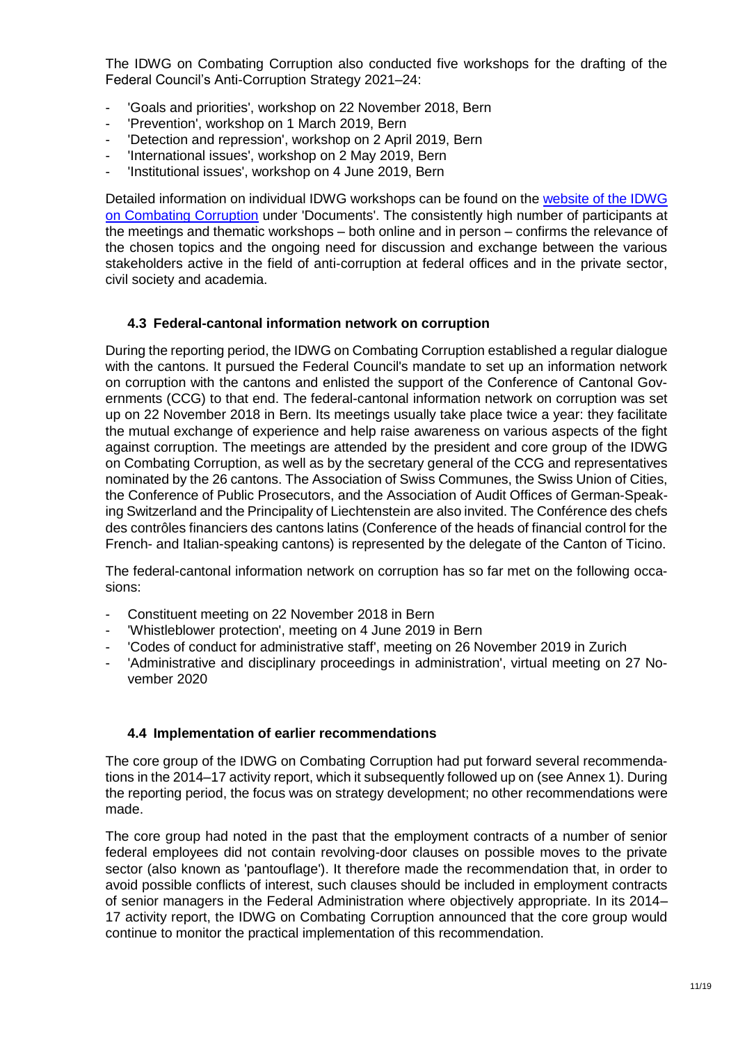The IDWG on Combating Corruption also conducted five workshops for the drafting of the Federal Council's Anti-Corruption Strategy 2021–24:

- 'Goals and priorities', workshop on 22 November 2018, Bern
- 'Prevention', workshop on 1 March 2019, Bern
- 'Detection and repression', workshop on 2 April 2019, Bern
- 'International issues', workshop on 2 May 2019, Bern
- 'Institutional issues', workshop on 4 June 2019, Bern

Detailed information on individual IDWG workshops can be found on the [website of the IDWG on Combating Corruption] under 'Documents'. The consistently high number of participants at the meetings and thematic workshops – both online and in person – confirms the relevance of the chosen topics and the ongoing need for discussion and exchange between the various stakeholders active in the field of anti-corruption at federal offices and in the private sector, civil society and academia.

### 4.3 Federal-cantonal information network on corruption

During the reporting period, the IDWG on Combating Corruption established a regular dialogue with the cantons. It pursued the Federal Council's mandate to set up an information network on corruption with the cantons and enlisted the support of the Conference of Cantonal Governments (CCG) to that end. The federal-cantonal information network on corruption was set up on 22 November 2018 in Bern. Its meetings usually take place twice a year: they facilitate the mutual exchange of experience and help raise awareness on various aspects of the fight against corruption. The meetings are attended by the president and core group of the IDWG on Combating Corruption, as well as by the secretary general of the CCG and representatives nominated by the 26 cantons. The Association of Swiss Communes, the Swiss Union of Cities, the Conference of Public Prosecutors, and the Association of Audit Offices of German-Speaking Switzerland and the Principality of Liechtenstein are also invited. The Conférence des chefs des contrôles financiers des cantons latins (Conference of the heads of financial control for the French- and Italian-speaking cantons) is represented by the delegate of the Canton of Ticino.

The federal-cantonal information network on corruption has so far met on the following occasions:

- Constituent meeting on 22 November 2018 in Bern
- 'Whistleblower protection', meeting on 4 June 2019 in Bern
- 'Codes of conduct for administrative staff', meeting on 26 November 2019 in Zurich
- 'Administrative and disciplinary proceedings in administration', virtual meeting on 27 November 2020

### 4.4 Implementation of earlier recommendations

The core group of the IDWG on Combating Corruption had put forward several recommendations in the 2014–17 activity report, which it subsequently followed up on (see Annex 1). During the reporting period, the focus was on strategy development; no other recommendations were made.

The core group had noted in the past that the employment contracts of a number of senior federal employees did not contain revolving-door clauses on possible moves to the private sector (also known as 'pantouflage'). It therefore made the recommendation that, in order to avoid possible conflicts of interest, such clauses should be included in employment contracts of senior managers in the Federal Administration where objectively appropriate. In its 2014–17 activity report, the IDWG on Combating Corruption announced that the core group would continue to monitor the practical implementation of this recommendation.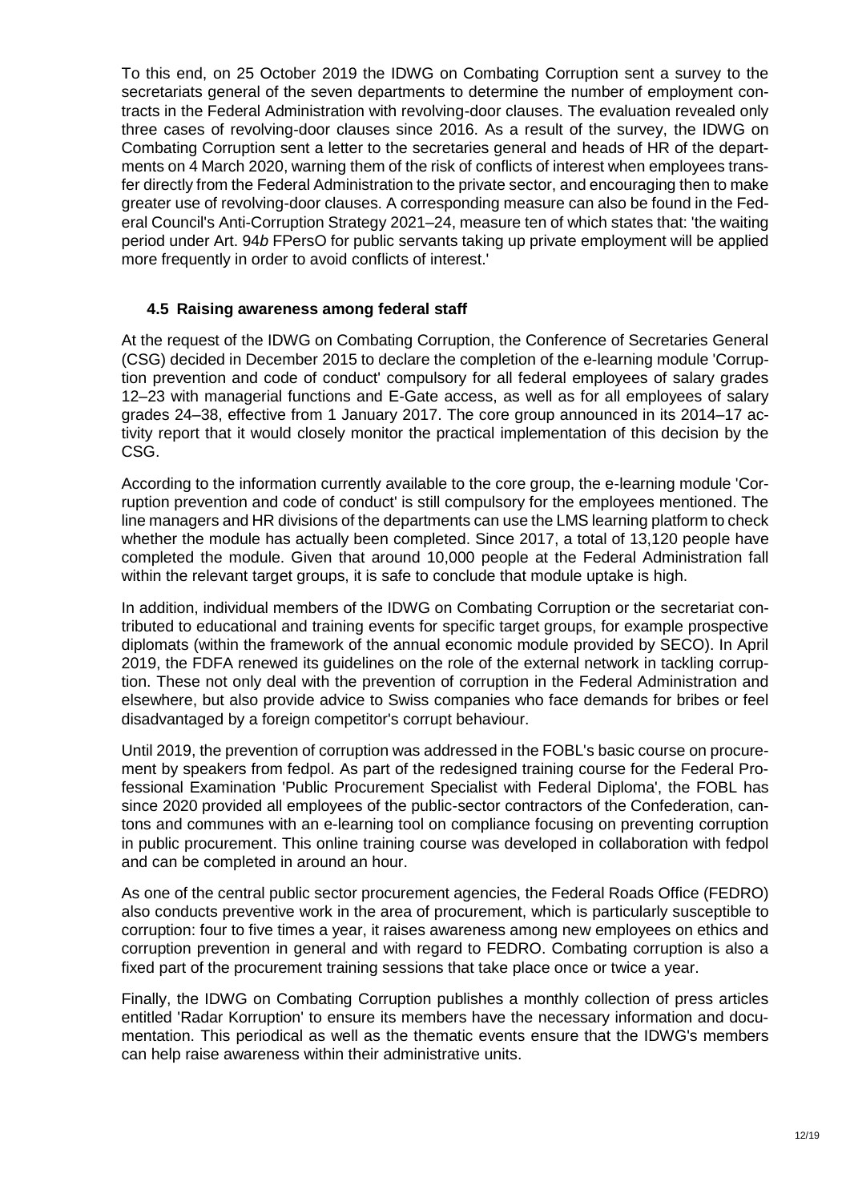To this end, on 25 October 2019 the IDWG on Combating Corruption sent a survey to the secretariats general of the seven departments to determine the number of employment contracts in the Federal Administration with revolving-door clauses. The evaluation revealed only three cases of revolving-door clauses since 2016. As a result of the survey, the IDWG on Combating Corruption sent a letter to the secretaries general and heads of HR of the departments on 4 March 2020, warning them of the risk of conflicts of interest when employees transfer directly from the Federal Administration to the private sector, and encouraging then to make greater use of revolving-door clauses. A corresponding measure can also be found in the Federal Council's Anti-Corruption Strategy 2021–24, measure ten of which states that: 'the waiting period under Art. 94*b* FPersO for public servants taking up private employment will be applied more frequently in order to avoid conflicts of interest.'

### 4.5 Raising awareness among federal staff

At the request of the IDWG on Combating Corruption, the Conference of Secretaries General (CSG) decided in December 2015 to declare the completion of the e-learning module 'Corruption prevention and code of conduct' compulsory for all federal employees of salary grades 12–23 with managerial functions and E-Gate access, as well as for all employees of salary grades 24–38, effective from 1 January 2017. The core group announced in its 2014–17 activity report that it would closely monitor the practical implementation of this decision by the CSG.

According to the information currently available to the core group, the e-learning module 'Corruption prevention and code of conduct' is still compulsory for the employees mentioned. The line managers and HR divisions of the departments can use the LMS learning platform to check whether the module has actually been completed. Since 2017, a total of 13,120 people have completed the module. Given that around 10,000 people at the Federal Administration fall within the relevant target groups, it is safe to conclude that module uptake is high.

In addition, individual members of the IDWG on Combating Corruption or the secretariat contributed to educational and training events for specific target groups, for example prospective diplomats (within the framework of the annual economic module provided by SECO). In April 2019, the FDFA renewed its guidelines on the role of the external network in tackling corruption. These not only deal with the prevention of corruption in the Federal Administration and elsewhere, but also provide advice to Swiss companies who face demands for bribes or feel disadvantaged by a foreign competitor's corrupt behaviour.

Until 2019, the prevention of corruption was addressed in the FOBL's basic course on procurement by speakers from fedpol. As part of the redesigned training course for the Federal Professional Examination 'Public Procurement Specialist with Federal Diploma', the FOBL has since 2020 provided all employees of the public-sector contractors of the Confederation, cantons and communes with an e-learning tool on compliance focusing on preventing corruption in public procurement. This online training course was developed in collaboration with fedpol and can be completed in around an hour.

As one of the central public sector procurement agencies, the Federal Roads Office (FEDRO) also conducts preventive work in the area of procurement, which is particularly susceptible to corruption: four to five times a year, it raises awareness among new employees on ethics and corruption prevention in general and with regard to FEDRO. Combating corruption is also a fixed part of the procurement training sessions that take place once or twice a year.

Finally, the IDWG on Combating Corruption publishes a monthly collection of press articles entitled 'Radar Korruption' to ensure its members have the necessary information and documentation. This periodical as well as the thematic events ensure that the IDWG's members can help raise awareness within their administrative units.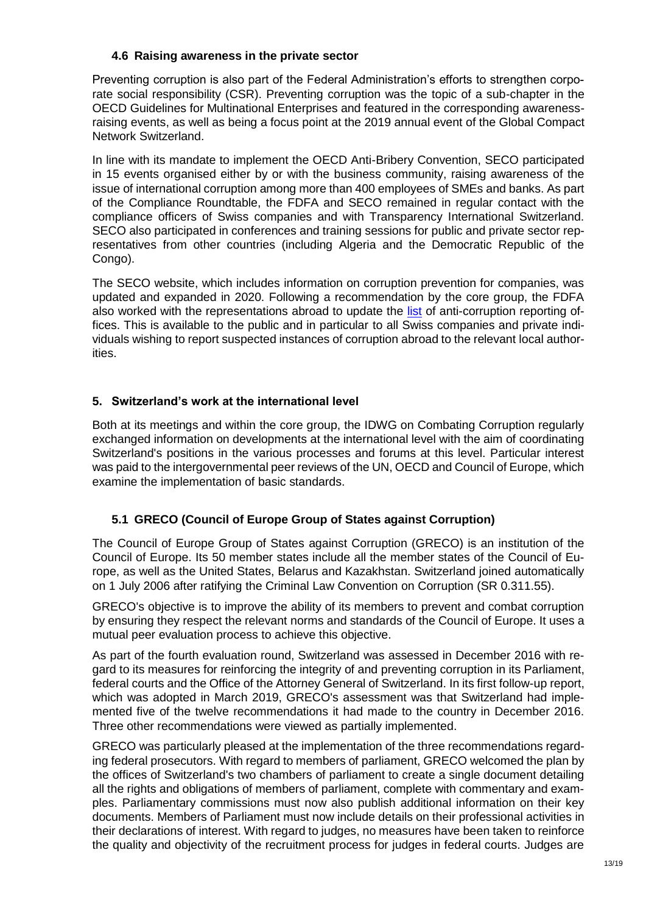### 4.6 Raising awareness in the private sector

Preventing corruption is also part of the Federal Administration's efforts to strengthen corporate social responsibility (CSR). Preventing corruption was the topic of a sub-chapter in the OECD Guidelines for Multinational Enterprises and featured in the corresponding awareness-raising events, as well as being a focus point at the 2019 annual event of the Global Compact Network Switzerland.

In line with its mandate to implement the OECD Anti-Bribery Convention, SECO participated in 15 events organised either by or with the business community, raising awareness of the issue of international corruption among more than 400 employees of SMEs and banks. As part of the Compliance Roundtable, the FDFA and SECO remained in regular contact with the compliance officers of Swiss companies and with Transparency International Switzerland. SECO also participated in conferences and training sessions for public and private sector representatives from other countries (including Algeria and the Democratic Republic of the Congo).

The SECO website, which includes information on corruption prevention for companies, was updated and expanded in 2020. Following a recommendation by the core group, the FDFA also worked with the representations abroad to update the list of anti-corruption reporting offices. This is available to the public and in particular to all Swiss companies and private individuals wishing to report suspected instances of corruption abroad to the relevant local authorities.

## 5. Switzerland's work at the international level

Both at its meetings and within the core group, the IDWG on Combating Corruption regularly exchanged information on developments at the international level with the aim of coordinating Switzerland's positions in the various processes and forums at this level. Particular interest was paid to the intergovernmental peer reviews of the UN, OECD and Council of Europe, which examine the implementation of basic standards.

### 5.1 GRECO (Council of Europe Group of States against Corruption)

The Council of Europe Group of States against Corruption (GRECO) is an institution of the Council of Europe. Its 50 member states include all the member states of the Council of Europe, as well as the United States, Belarus and Kazakhstan. Switzerland joined automatically on 1 July 2006 after ratifying the Criminal Law Convention on Corruption (SR 0.311.55).

GRECO's objective is to improve the ability of its members to prevent and combat corruption by ensuring they respect the relevant norms and standards of the Council of Europe. It uses a mutual peer evaluation process to achieve this objective.

As part of the fourth evaluation round, Switzerland was assessed in December 2016 with regard to its measures for reinforcing the integrity of and preventing corruption in its Parliament, federal courts and the Office of the Attorney General of Switzerland. In its first follow-up report, which was adopted in March 2019, GRECO's assessment was that Switzerland had implemented five of the twelve recommendations it had made to the country in December 2016. Three other recommendations were viewed as partially implemented.

GRECO was particularly pleased at the implementation of the three recommendations regarding federal prosecutors. With regard to members of parliament, GRECO welcomed the plan by the offices of Switzerland's two chambers of parliament to create a single document detailing all the rights and obligations of members of parliament, complete with commentary and examples. Parliamentary commissions must now also publish additional information on their key documents. Members of Parliament must now include details on their professional activities in their declarations of interest. With regard to judges, no measures have been taken to reinforce the quality and objectivity of the recruitment process for judges in federal courts. Judges are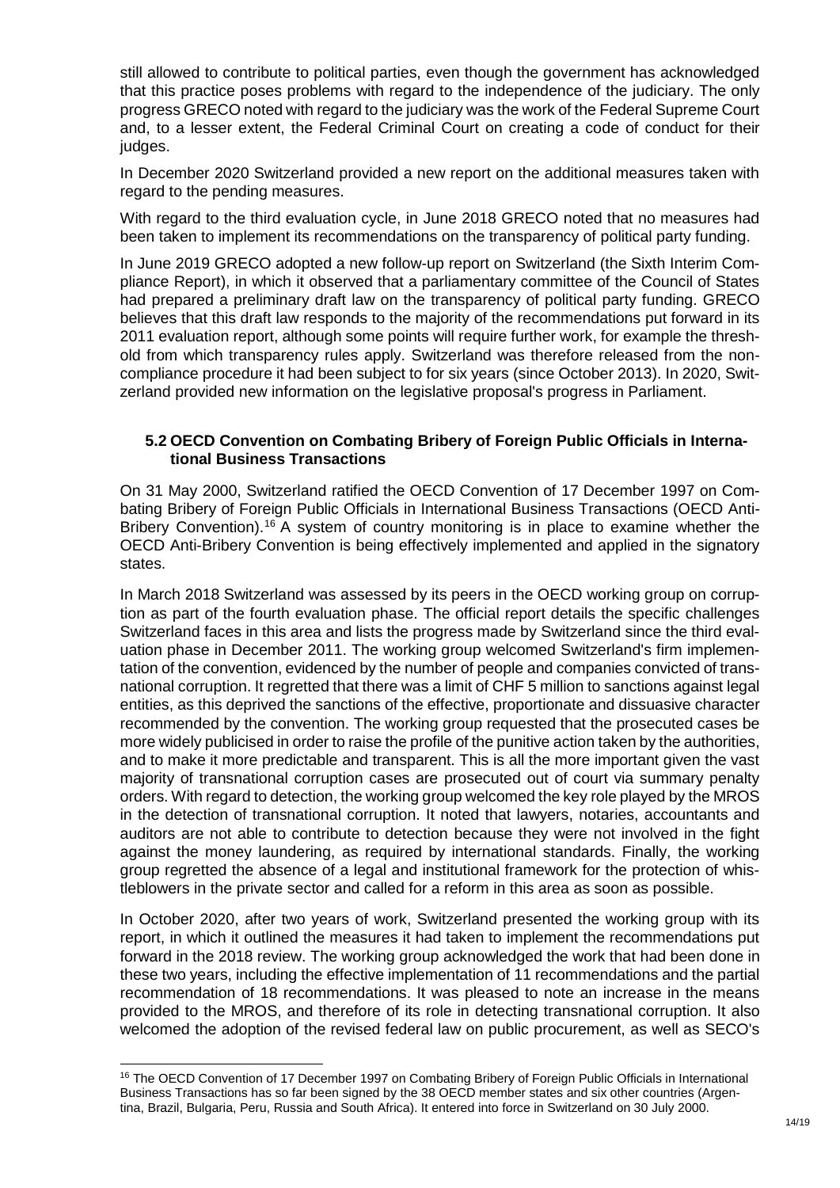still allowed to contribute to political parties, even though the government has acknowledged that this practice poses problems with regard to the independence of the judiciary. The only progress GRECO noted with regard to the judiciary was the work of the Federal Supreme Court and, to a lesser extent, the Federal Criminal Court on creating a code of conduct for their judges.

In December 2020 Switzerland provided a new report on the additional measures taken with regard to the pending measures.

With regard to the third evaluation cycle, in June 2018 GRECO noted that no measures had been taken to implement its recommendations on the transparency of political party funding.

In June 2019 GRECO adopted a new follow-up report on Switzerland (the Sixth Interim Compliance Report), in which it observed that a parliamentary committee of the Council of States had prepared a preliminary draft law on the transparency of political party funding. GRECO believes that this draft law responds to the majority of the recommendations put forward in its 2011 evaluation report, although some points will require further work, for example the threshold from which transparency rules apply. Switzerland was therefore released from the non-compliance procedure it had been subject to for six years (since October 2013). In 2020, Switzerland provided new information on the legislative proposal's progress in Parliament.

### 5.2 OECD Convention on Combating Bribery of Foreign Public Officials in International Business Transactions

On 31 May 2000, Switzerland ratified the OECD Convention of 17 December 1997 on Combating Bribery of Foreign Public Officials in International Business Transactions (OECD Anti-Bribery Convention).[16] A system of country monitoring is in place to examine whether the OECD Anti-Bribery Convention is being effectively implemented and applied in the signatory states.

In March 2018 Switzerland was assessed by its peers in the OECD working group on corruption as part of the fourth evaluation phase. The official report details the specific challenges Switzerland faces in this area and lists the progress made by Switzerland since the third evaluation phase in December 2011. The working group welcomed Switzerland's firm implementation of the convention, evidenced by the number of people and companies convicted of transnational corruption. It regretted that there was a limit of CHF 5 million to sanctions against legal entities, as this deprived the sanctions of the effective, proportionate and dissuasive character recommended by the convention. The working group requested that the prosecuted cases be more widely publicised in order to raise the profile of the punitive action taken by the authorities, and to make it more predictable and transparent. This is all the more important given the vast majority of transnational corruption cases are prosecuted out of court via summary penalty orders. With regard to detection, the working group welcomed the key role played by the MROS in the detection of transnational corruption. It noted that lawyers, notaries, accountants and auditors are not able to contribute to detection because they were not involved in the fight against the money laundering, as required by international standards. Finally, the working group regretted the absence of a legal and institutional framework for the protection of whistleblowers in the private sector and called for a reform in this area as soon as possible.

In October 2020, after two years of work, Switzerland presented the working group with its report, in which it outlined the measures it had taken to implement the recommendations put forward in the 2018 review. The working group acknowledged the work that had been done in these two years, including the effective implementation of 11 recommendations and the partial recommendation of 18 recommendations. It was pleased to note an increase in the means provided to the MROS, and therefore of its role in detecting transnational corruption. It also welcomed the adoption of the revised federal law on public procurement, as well as SECO's

---

[16] The OECD Convention of 17 December 1997 on Combating Bribery of Foreign Public Officials in International Business Transactions has so far been signed by the 38 OECD member states and six other countries (Argentina, Brazil, Bulgaria, Peru, Russia and South Africa). It entered into force in Switzerland on 30 July 2000.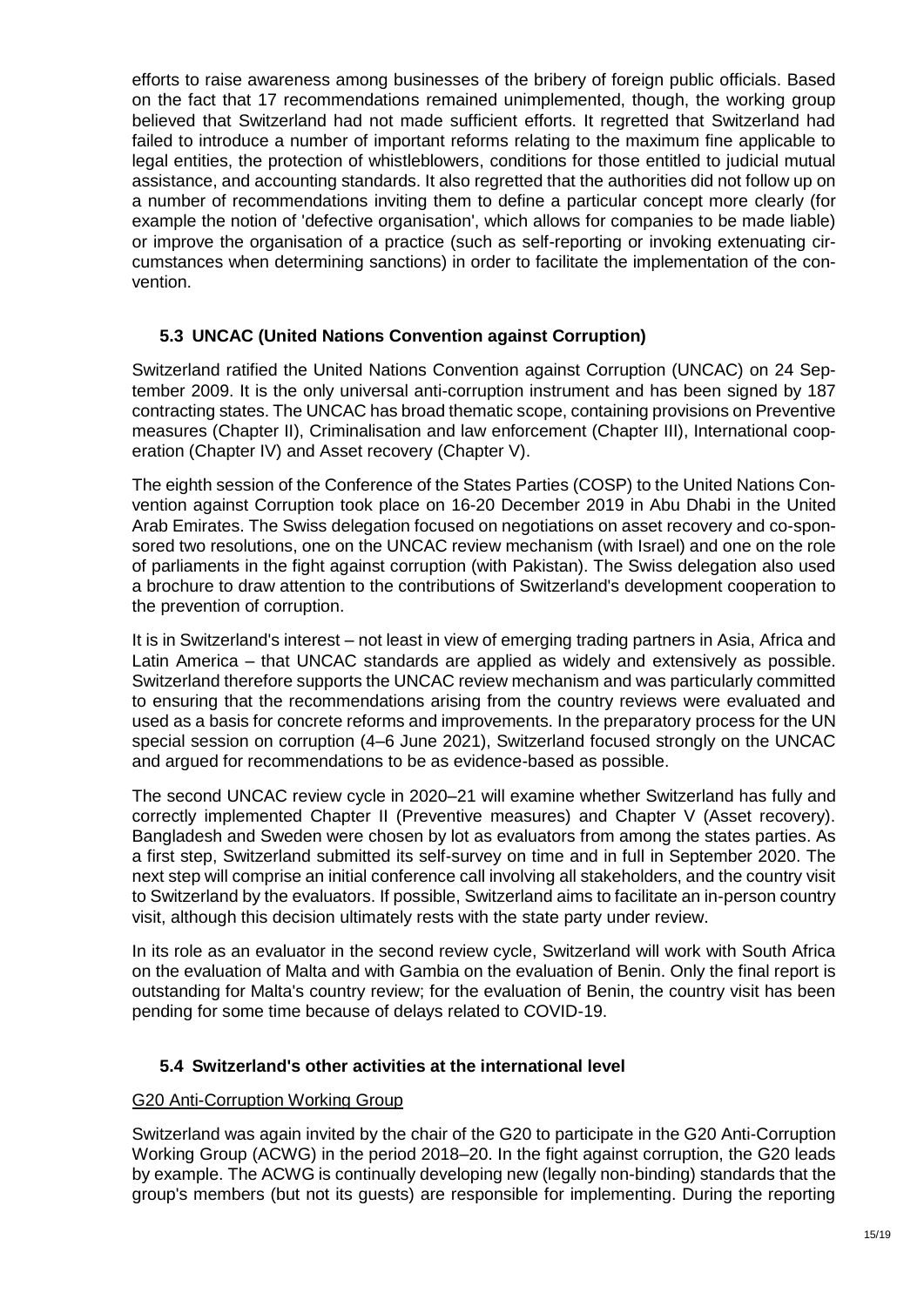efforts to raise awareness among businesses of the bribery of foreign public officials. Based on the fact that 17 recommendations remained unimplemented, though, the working group believed that Switzerland had not made sufficient efforts. It regretted that Switzerland had failed to introduce a number of important reforms relating to the maximum fine applicable to legal entities, the protection of whistleblowers, conditions for those entitled to judicial mutual assistance, and accounting standards. It also regretted that the authorities did not follow up on a number of recommendations inviting them to define a particular concept more clearly (for example the notion of 'defective organisation', which allows for companies to be made liable) or improve the organisation of a practice (such as self-reporting or invoking extenuating circumstances when determining sanctions) in order to facilitate the implementation of the convention.

### 5.3 UNCAC (United Nations Convention against Corruption)

Switzerland ratified the United Nations Convention against Corruption (UNCAC) on 24 September 2009. It is the only universal anti-corruption instrument and has been signed by 187 contracting states. The UNCAC has broad thematic scope, containing provisions on Preventive measures (Chapter II), Criminalisation and law enforcement (Chapter III), International cooperation (Chapter IV) and Asset recovery (Chapter V).

The eighth session of the Conference of the States Parties (COSP) to the United Nations Convention against Corruption took place on 16-20 December 2019 in Abu Dhabi in the United Arab Emirates. The Swiss delegation focused on negotiations on asset recovery and co-sponsored two resolutions, one on the UNCAC review mechanism (with Israel) and one on the role of parliaments in the fight against corruption (with Pakistan). The Swiss delegation also used a brochure to draw attention to the contributions of Switzerland's development cooperation to the prevention of corruption.

It is in Switzerland's interest – not least in view of emerging trading partners in Asia, Africa and Latin America – that UNCAC standards are applied as widely and extensively as possible. Switzerland therefore supports the UNCAC review mechanism and was particularly committed to ensuring that the recommendations arising from the country reviews were evaluated and used as a basis for concrete reforms and improvements. In the preparatory process for the UN special session on corruption (4–6 June 2021), Switzerland focused strongly on the UNCAC and argued for recommendations to be as evidence-based as possible.

The second UNCAC review cycle in 2020–21 will examine whether Switzerland has fully and correctly implemented Chapter II (Preventive measures) and Chapter V (Asset recovery). Bangladesh and Sweden were chosen by lot as evaluators from among the states parties. As a first step, Switzerland submitted its self-survey on time and in full in September 2020. The next step will comprise an initial conference call involving all stakeholders, and the country visit to Switzerland by the evaluators. If possible, Switzerland aims to facilitate an in-person country visit, although this decision ultimately rests with the state party under review.

In its role as an evaluator in the second review cycle, Switzerland will work with South Africa on the evaluation of Malta and with Gambia on the evaluation of Benin. Only the final report is outstanding for Malta's country review; for the evaluation of Benin, the country visit has been pending for some time because of delays related to COVID-19.

### 5.4 Switzerland's other activities at the international level

G20 Anti-Corruption Working Group

Switzerland was again invited by the chair of the G20 to participate in the G20 Anti-Corruption Working Group (ACWG) in the period 2018–20. In the fight against corruption, the G20 leads by example. The ACWG is continually developing new (legally non-binding) standards that the group's members (but not its guests) are responsible for implementing. During the reporting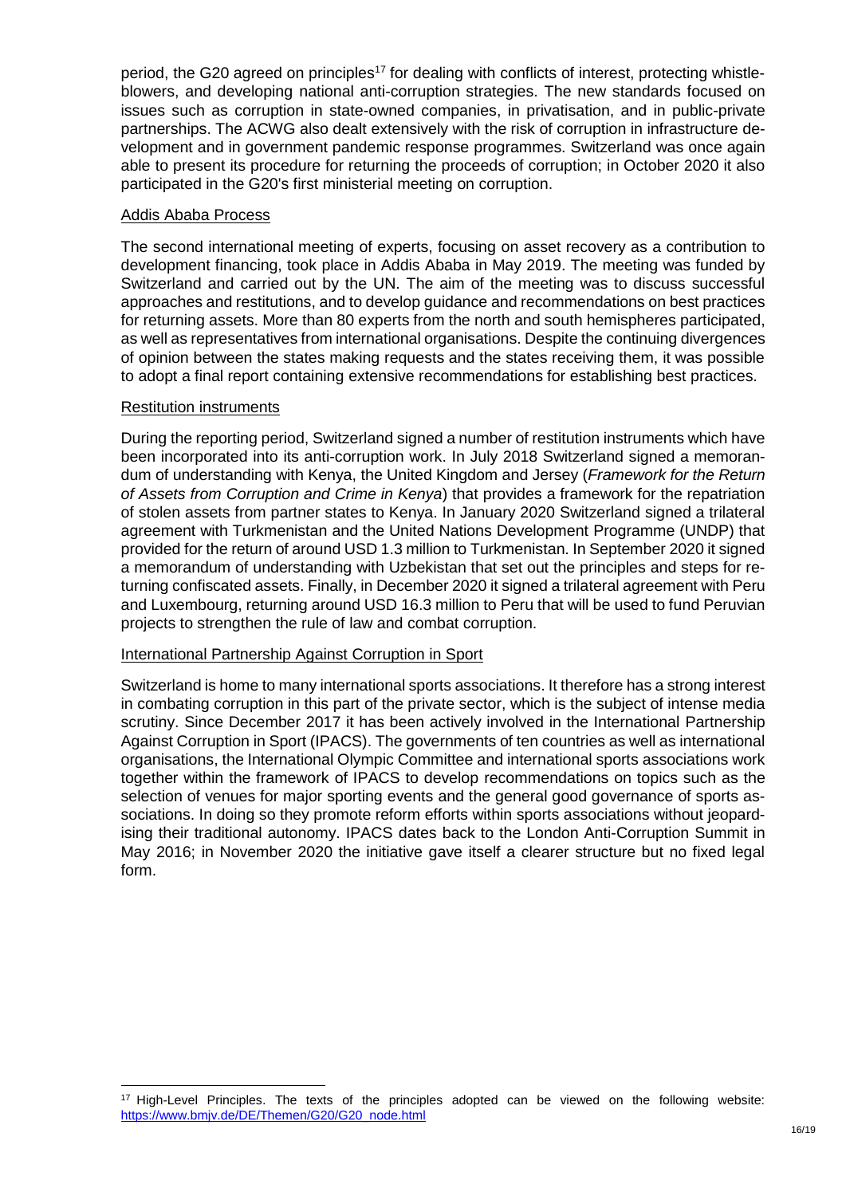period, the G20 agreed on principles[17] for dealing with conflicts of interest, protecting whistle-blowers, and developing national anti-corruption strategies. The new standards focused on issues such as corruption in state-owned companies, in privatisation, and in public-private partnerships. The ACWG also dealt extensively with the risk of corruption in infrastructure development and in government pandemic response programmes. Switzerland was once again able to present its procedure for returning the proceeds of corruption; in October 2020 it also participated in the G20's first ministerial meeting on corruption.

### Addis Ababa Process

The second international meeting of experts, focusing on asset recovery as a contribution to development financing, took place in Addis Ababa in May 2019. The meeting was funded by Switzerland and carried out by the UN. The aim of the meeting was to discuss successful approaches and restitutions, and to develop guidance and recommendations on best practices for returning assets. More than 80 experts from the north and south hemispheres participated, as well as representatives from international organisations. Despite the continuing divergences of opinion between the states making requests and the states receiving them, it was possible to adopt a final report containing extensive recommendations for establishing best practices.

### Restitution instruments

During the reporting period, Switzerland signed a number of restitution instruments which have been incorporated into its anti-corruption work. In July 2018 Switzerland signed a memorandum of understanding with Kenya, the United Kingdom and Jersey (*Framework for the Return of Assets from Corruption and Crime in Kenya*) that provides a framework for the repatriation of stolen assets from partner states to Kenya. In January 2020 Switzerland signed a trilateral agreement with Turkmenistan and the United Nations Development Programme (UNDP) that provided for the return of around USD 1.3 million to Turkmenistan. In September 2020 it signed a memorandum of understanding with Uzbekistan that set out the principles and steps for returning confiscated assets. Finally, in December 2020 it signed a trilateral agreement with Peru and Luxembourg, returning around USD 16.3 million to Peru that will be used to fund Peruvian projects to strengthen the rule of law and combat corruption.

### International Partnership Against Corruption in Sport

Switzerland is home to many international sports associations. It therefore has a strong interest in combating corruption in this part of the private sector, which is the subject of intense media scrutiny. Since December 2017 it has been actively involved in the International Partnership Against Corruption in Sport (IPACS). The governments of ten countries as well as international organisations, the International Olympic Committee and international sports associations work together within the framework of IPACS to develop recommendations on topics such as the selection of venues for major sporting events and the general good governance of sports associations. In doing so they promote reform efforts within sports associations without jeopardising their traditional autonomy. IPACS dates back to the London Anti-Corruption Summit in May 2016; in November 2020 the initiative gave itself a clearer structure but no fixed legal form.

---

[17] High-Level Principles. The texts of the principles adopted can be viewed on the following website: https://www.bmjv.de/DE/Themen/G20/G20_node.html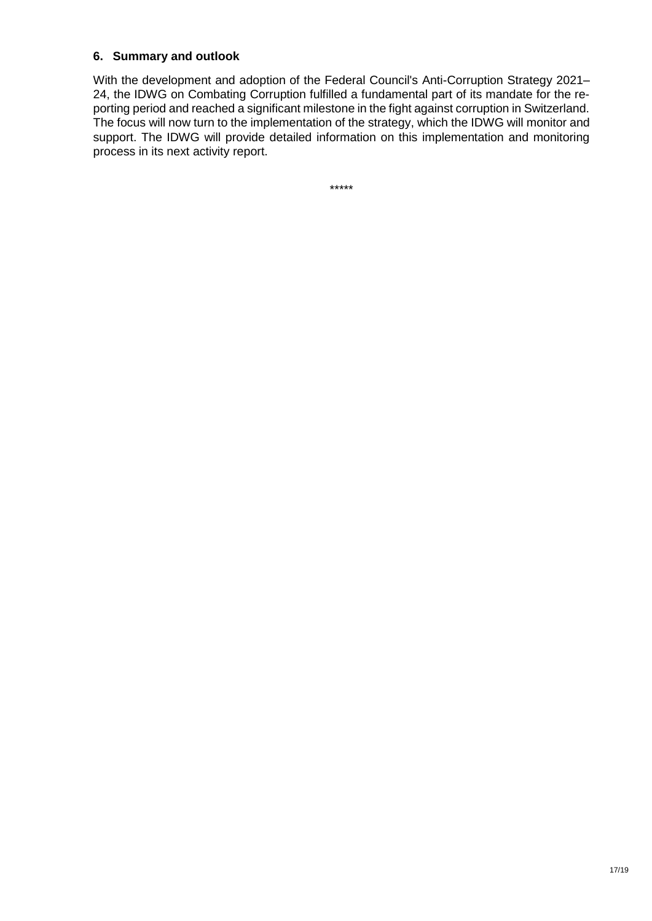## 6. Summary and outlook

With the development and adoption of the Federal Council's Anti-Corruption Strategy 2021–24, the IDWG on Combating Corruption fulfilled a fundamental part of its mandate for the reporting period and reached a significant milestone in the fight against corruption in Switzerland. The focus will now turn to the implementation of the strategy, which the IDWG will monitor and support. The IDWG will provide detailed information on this implementation and monitoring process in its next activity report.

*****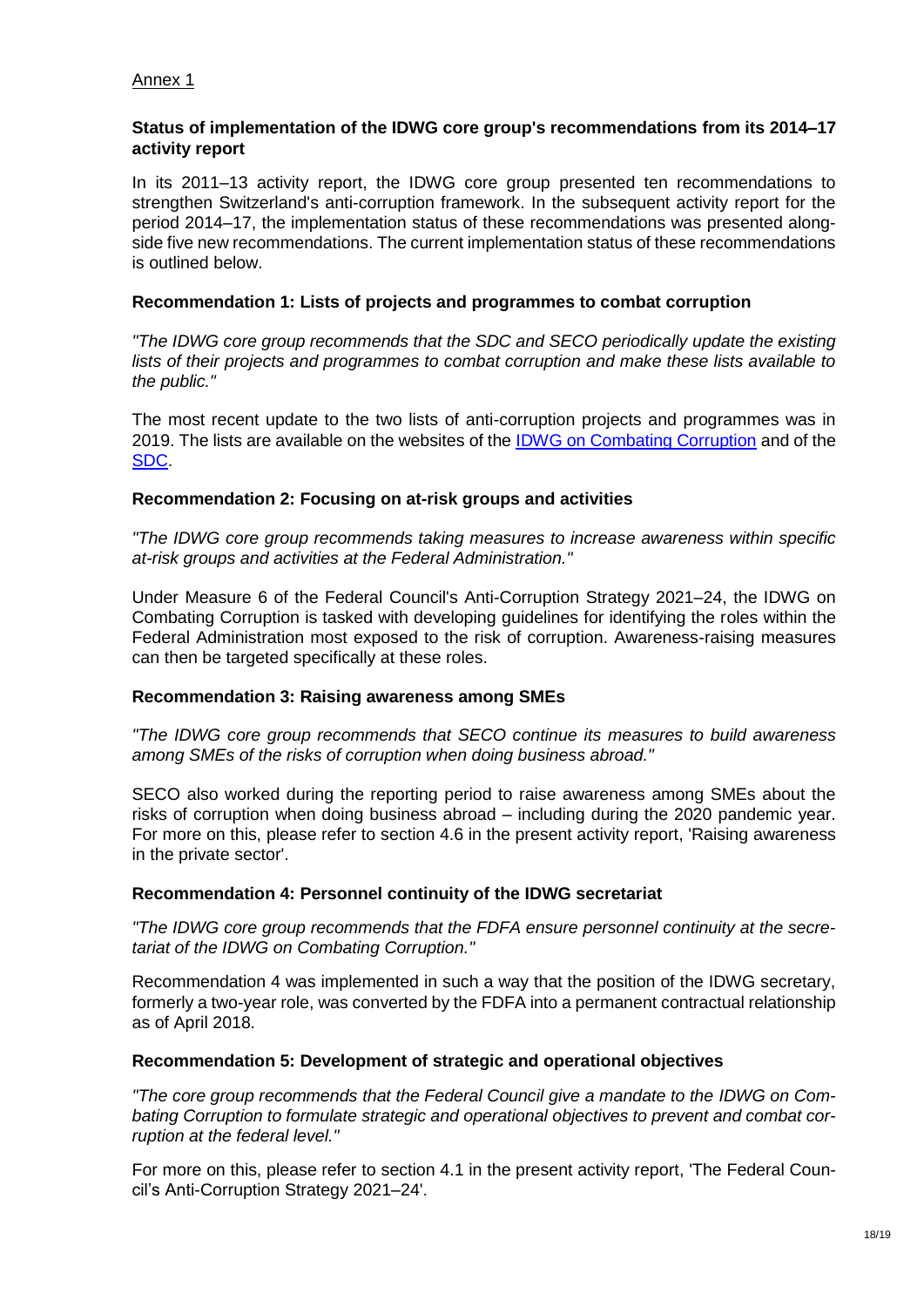Annex 1

**Status of implementation of the IDWG core group's recommendations from its 2014–17 activity report**

In its 2011–13 activity report, the IDWG core group presented ten recommendations to strengthen Switzerland's anti-corruption framework. In the subsequent activity report for the period 2014–17, the implementation status of these recommendations was presented alongside five new recommendations. The current implementation status of these recommendations is outlined below.

**Recommendation 1: Lists of projects and programmes to combat corruption**

*"The IDWG core group recommends that the SDC and SECO periodically update the existing lists of their projects and programmes to combat corruption and make these lists available to the public."*

The most recent update to the two lists of anti-corruption projects and programmes was in 2019. The lists are available on the websites of the IDWG on Combating Corruption and of the SDC.

**Recommendation 2: Focusing on at-risk groups and activities**

*"The IDWG core group recommends taking measures to increase awareness within specific at-risk groups and activities at the Federal Administration."*

Under Measure 6 of the Federal Council's Anti-Corruption Strategy 2021–24, the IDWG on Combating Corruption is tasked with developing guidelines for identifying the roles within the Federal Administration most exposed to the risk of corruption. Awareness-raising measures can then be targeted specifically at these roles.

**Recommendation 3: Raising awareness among SMEs**

*"The IDWG core group recommends that SECO continue its measures to build awareness among SMEs of the risks of corruption when doing business abroad."*

SECO also worked during the reporting period to raise awareness among SMEs about the risks of corruption when doing business abroad – including during the 2020 pandemic year. For more on this, please refer to section 4.6 in the present activity report, 'Raising awareness in the private sector'.

**Recommendation 4: Personnel continuity of the IDWG secretariat**

*"The IDWG core group recommends that the FDFA ensure personnel continuity at the secretariat of the IDWG on Combating Corruption."*

Recommendation 4 was implemented in such a way that the position of the IDWG secretary, formerly a two-year role, was converted by the FDFA into a permanent contractual relationship as of April 2018.

**Recommendation 5: Development of strategic and operational objectives**

*"The core group recommends that the Federal Council give a mandate to the IDWG on Combating Corruption to formulate strategic and operational objectives to prevent and combat corruption at the federal level."*

For more on this, please refer to section 4.1 in the present activity report, 'The Federal Council's Anti-Corruption Strategy 2021–24'.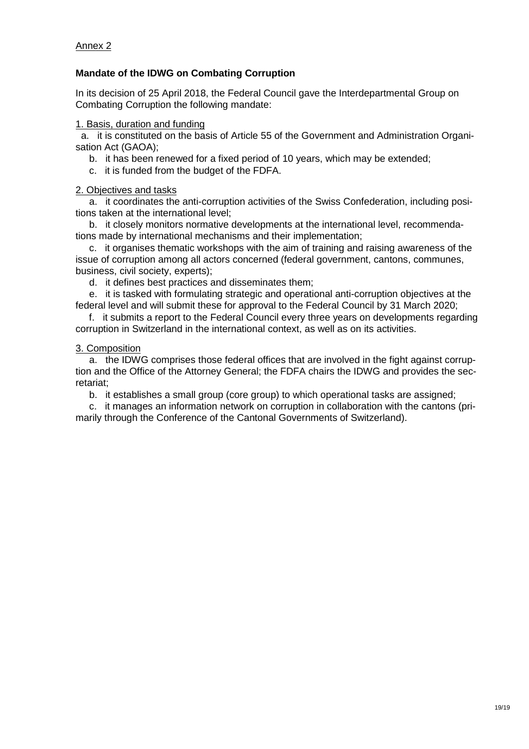Annex 2

## Mandate of the IDWG on Combating Corruption

In its decision of 25 April 2018, the Federal Council gave the Interdepartmental Group on Combating Corruption the following mandate:

1. Basis, duration and funding

a. it is constituted on the basis of Article 55 of the Government and Administration Organisation Act (GAOA);

b. it has been renewed for a fixed period of 10 years, which may be extended;

c. it is funded from the budget of the FDFA.

2. Objectives and tasks

a. it coordinates the anti-corruption activities of the Swiss Confederation, including positions taken at the international level;

b. it closely monitors normative developments at the international level, recommendations made by international mechanisms and their implementation;

c. it organises thematic workshops with the aim of training and raising awareness of the issue of corruption among all actors concerned (federal government, cantons, communes, business, civil society, experts);

d. it defines best practices and disseminates them;

e. it is tasked with formulating strategic and operational anti-corruption objectives at the federal level and will submit these for approval to the Federal Council by 31 March 2020;

f. it submits a report to the Federal Council every three years on developments regarding corruption in Switzerland in the international context, as well as on its activities.

3. Composition

a. the IDWG comprises those federal offices that are involved in the fight against corruption and the Office of the Attorney General; the FDFA chairs the IDWG and provides the secretariat;

b. it establishes a small group (core group) to which operational tasks are assigned;

c. it manages an information network on corruption in collaboration with the cantons (primarily through the Conference of the Cantonal Governments of Switzerland).